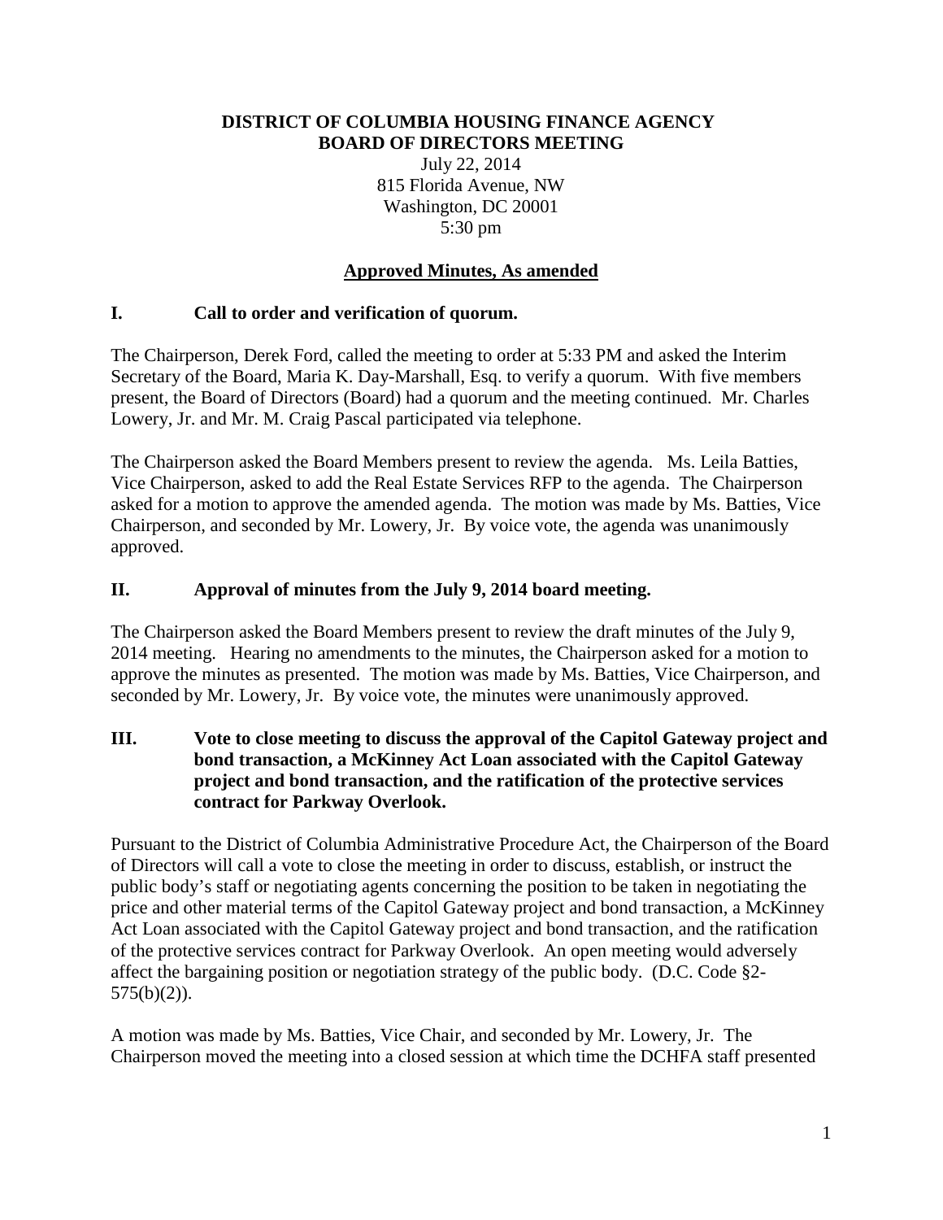**DISTRICT OF COLUMBIA HOUSING FINANCE AGENCY**
**BOARD OF DIRECTORS MEETING**

July 22, 2014
815 Florida Avenue, NW
Washington, DC 20001
5:30 pm

**Approved Minutes, As amended**

## I. Call to order and verification of quorum.

The Chairperson, Derek Ford, called the meeting to order at 5:33 PM and asked the Interim Secretary of the Board, Maria K. Day-Marshall, Esq. to verify a quorum. With five members present, the Board of Directors (Board) had a quorum and the meeting continued. Mr. Charles Lowery, Jr. and Mr. M. Craig Pascal participated via telephone.

The Chairperson asked the Board Members present to review the agenda. Ms. Leila Batties, Vice Chairperson, asked to add the Real Estate Services RFP to the agenda. The Chairperson asked for a motion to approve the amended agenda. The motion was made by Ms. Batties, Vice Chairperson, and seconded by Mr. Lowery, Jr. By voice vote, the agenda was unanimously approved.

## II. Approval of minutes from the July 9, 2014 board meeting.

The Chairperson asked the Board Members present to review the draft minutes of the July 9, 2014 meeting. Hearing no amendments to the minutes, the Chairperson asked for a motion to approve the minutes as presented. The motion was made by Ms. Batties, Vice Chairperson, and seconded by Mr. Lowery, Jr. By voice vote, the minutes were unanimously approved.

## III. Vote to close meeting to discuss the approval of the Capitol Gateway project and bond transaction, a McKinney Act Loan associated with the Capitol Gateway project and bond transaction, and the ratification of the protective services contract for Parkway Overlook.

Pursuant to the District of Columbia Administrative Procedure Act, the Chairperson of the Board of Directors will call a vote to close the meeting in order to discuss, establish, or instruct the public body's staff or negotiating agents concerning the position to be taken in negotiating the price and other material terms of the Capitol Gateway project and bond transaction, a McKinney Act Loan associated with the Capitol Gateway project and bond transaction, and the ratification of the protective services contract for Parkway Overlook. An open meeting would adversely affect the bargaining position or negotiation strategy of the public body. (D.C. Code §2-575(b)(2)).

A motion was made by Ms. Batties, Vice Chair, and seconded by Mr. Lowery, Jr. The Chairperson moved the meeting into a closed session at which time the DCHFA staff presented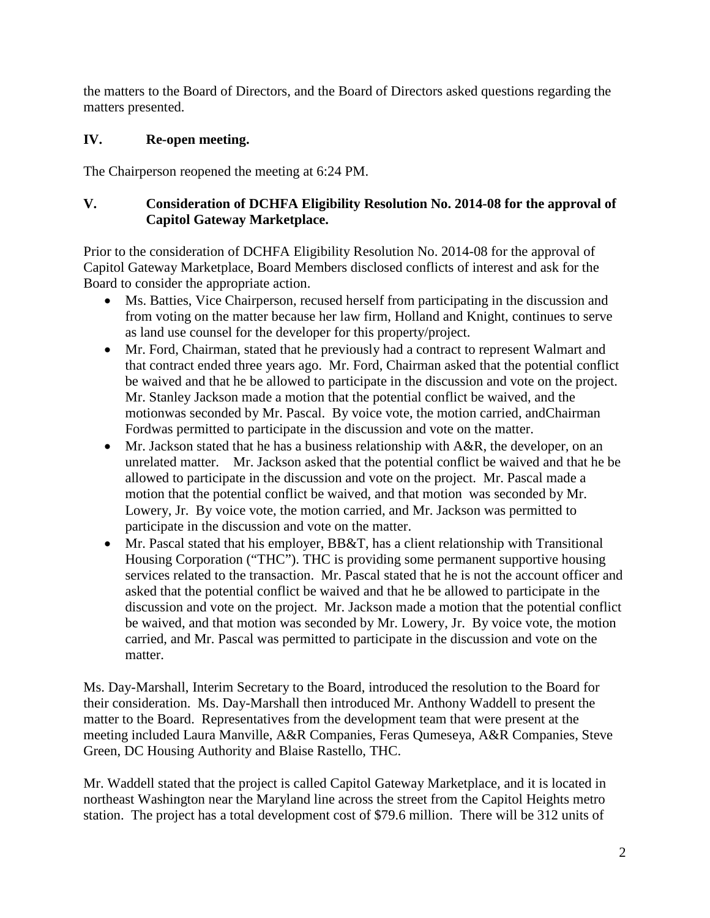the matters to the Board of Directors, and the Board of Directors asked questions regarding the matters presented.

## IV. Re-open meeting.

The Chairperson reopened the meeting at 6:24 PM.

## V. Consideration of DCHFA Eligibility Resolution No. 2014-08 for the approval of Capitol Gateway Marketplace.

Prior to the consideration of DCHFA Eligibility Resolution No. 2014-08 for the approval of Capitol Gateway Marketplace, Board Members disclosed conflicts of interest and ask for the Board to consider the appropriate action.

- Ms. Batties, Vice Chairperson, recused herself from participating in the discussion and from voting on the matter because her law firm, Holland and Knight, continues to serve as land use counsel for the developer for this property/project.
- Mr. Ford, Chairman, stated that he previously had a contract to represent Walmart and that contract ended three years ago. Mr. Ford, Chairman asked that the potential conflict be waived and that he be allowed to participate in the discussion and vote on the project. Mr. Stanley Jackson made a motion that the potential conflict be waived, and the motionwas seconded by Mr. Pascal. By voice vote, the motion carried, andChairman Fordwas permitted to participate in the discussion and vote on the matter.
- Mr. Jackson stated that he has a business relationship with A&R, the developer, on an unrelated matter. Mr. Jackson asked that the potential conflict be waived and that he be allowed to participate in the discussion and vote on the project. Mr. Pascal made a motion that the potential conflict be waived, and that motion was seconded by Mr. Lowery, Jr. By voice vote, the motion carried, and Mr. Jackson was permitted to participate in the discussion and vote on the matter.
- Mr. Pascal stated that his employer, BB&T, has a client relationship with Transitional Housing Corporation ("THC"). THC is providing some permanent supportive housing services related to the transaction. Mr. Pascal stated that he is not the account officer and asked that the potential conflict be waived and that he be allowed to participate in the discussion and vote on the project. Mr. Jackson made a motion that the potential conflict be waived, and that motion was seconded by Mr. Lowery, Jr. By voice vote, the motion carried, and Mr. Pascal was permitted to participate in the discussion and vote on the matter.

Ms. Day-Marshall, Interim Secretary to the Board, introduced the resolution to the Board for their consideration. Ms. Day-Marshall then introduced Mr. Anthony Waddell to present the matter to the Board. Representatives from the development team that were present at the meeting included Laura Manville, A&R Companies, Feras Qumeseya, A&R Companies, Steve Green, DC Housing Authority and Blaise Rastello, THC.

Mr. Waddell stated that the project is called Capitol Gateway Marketplace, and it is located in northeast Washington near the Maryland line across the street from the Capitol Heights metro station. The project has a total development cost of $79.6 million. There will be 312 units of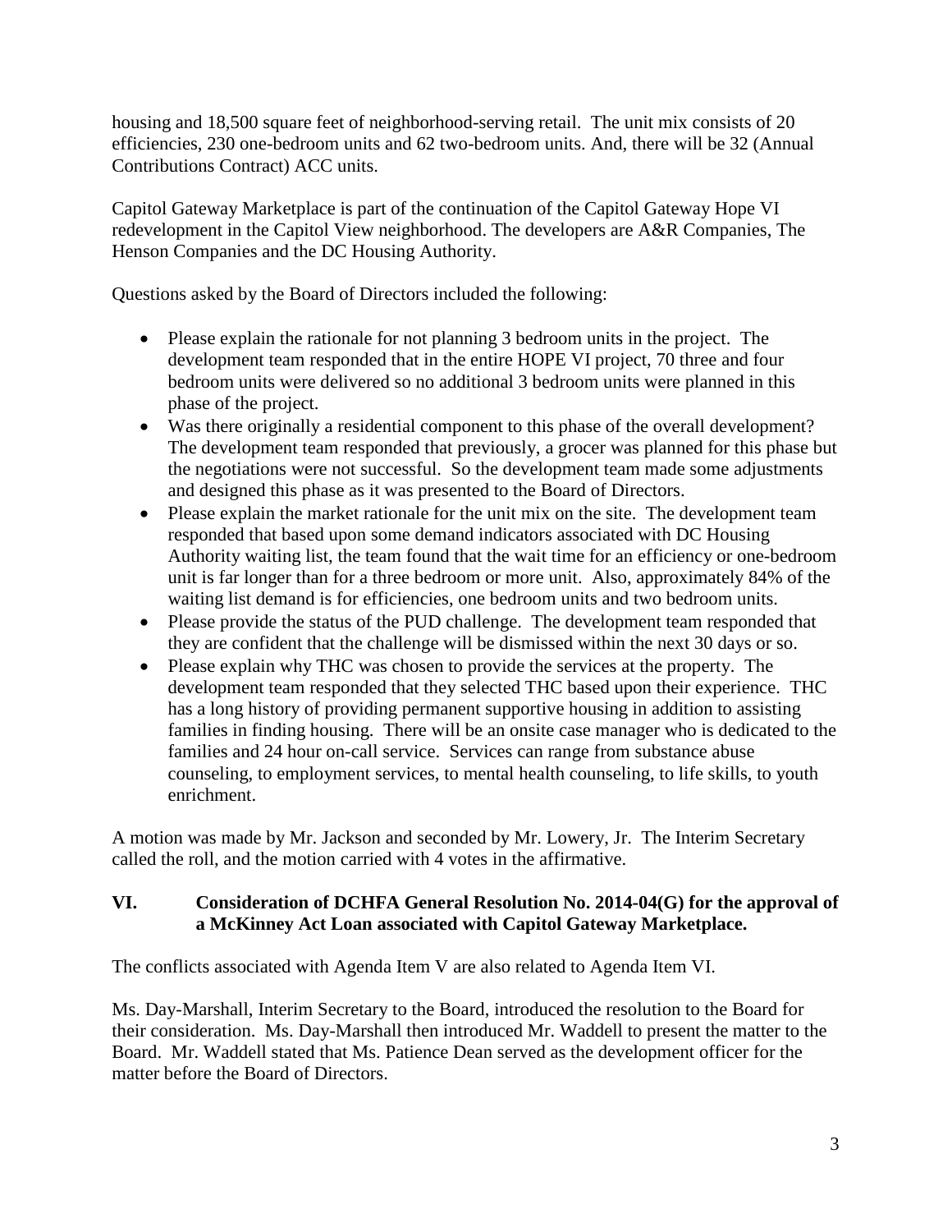housing and 18,500 square feet of neighborhood-serving retail. The unit mix consists of 20 efficiencies, 230 one-bedroom units and 62 two-bedroom units. And, there will be 32 (Annual Contributions Contract) ACC units.

Capitol Gateway Marketplace is part of the continuation of the Capitol Gateway Hope VI redevelopment in the Capitol View neighborhood. The developers are A&R Companies, The Henson Companies and the DC Housing Authority.

Questions asked by the Board of Directors included the following:

- Please explain the rationale for not planning 3 bedroom units in the project. The development team responded that in the entire HOPE VI project, 70 three and four bedroom units were delivered so no additional 3 bedroom units were planned in this phase of the project.
- Was there originally a residential component to this phase of the overall development? The development team responded that previously, a grocer was planned for this phase but the negotiations were not successful. So the development team made some adjustments and designed this phase as it was presented to the Board of Directors.
- Please explain the market rationale for the unit mix on the site. The development team responded that based upon some demand indicators associated with DC Housing Authority waiting list, the team found that the wait time for an efficiency or one-bedroom unit is far longer than for a three bedroom or more unit. Also, approximately 84% of the waiting list demand is for efficiencies, one bedroom units and two bedroom units.
- Please provide the status of the PUD challenge. The development team responded that they are confident that the challenge will be dismissed within the next 30 days or so.
- Please explain why THC was chosen to provide the services at the property. The development team responded that they selected THC based upon their experience. THC has a long history of providing permanent supportive housing in addition to assisting families in finding housing. There will be an onsite case manager who is dedicated to the families and 24 hour on-call service. Services can range from substance abuse counseling, to employment services, to mental health counseling, to life skills, to youth enrichment.

A motion was made by Mr. Jackson and seconded by Mr. Lowery, Jr. The Interim Secretary called the roll, and the motion carried with 4 votes in the affirmative.

## VI. Consideration of DCHFA General Resolution No. 2014-04(G) for the approval of a McKinney Act Loan associated with Capitol Gateway Marketplace.

The conflicts associated with Agenda Item V are also related to Agenda Item VI.

Ms. Day-Marshall, Interim Secretary to the Board, introduced the resolution to the Board for their consideration. Ms. Day-Marshall then introduced Mr. Waddell to present the matter to the Board. Mr. Waddell stated that Ms. Patience Dean served as the development officer for the matter before the Board of Directors.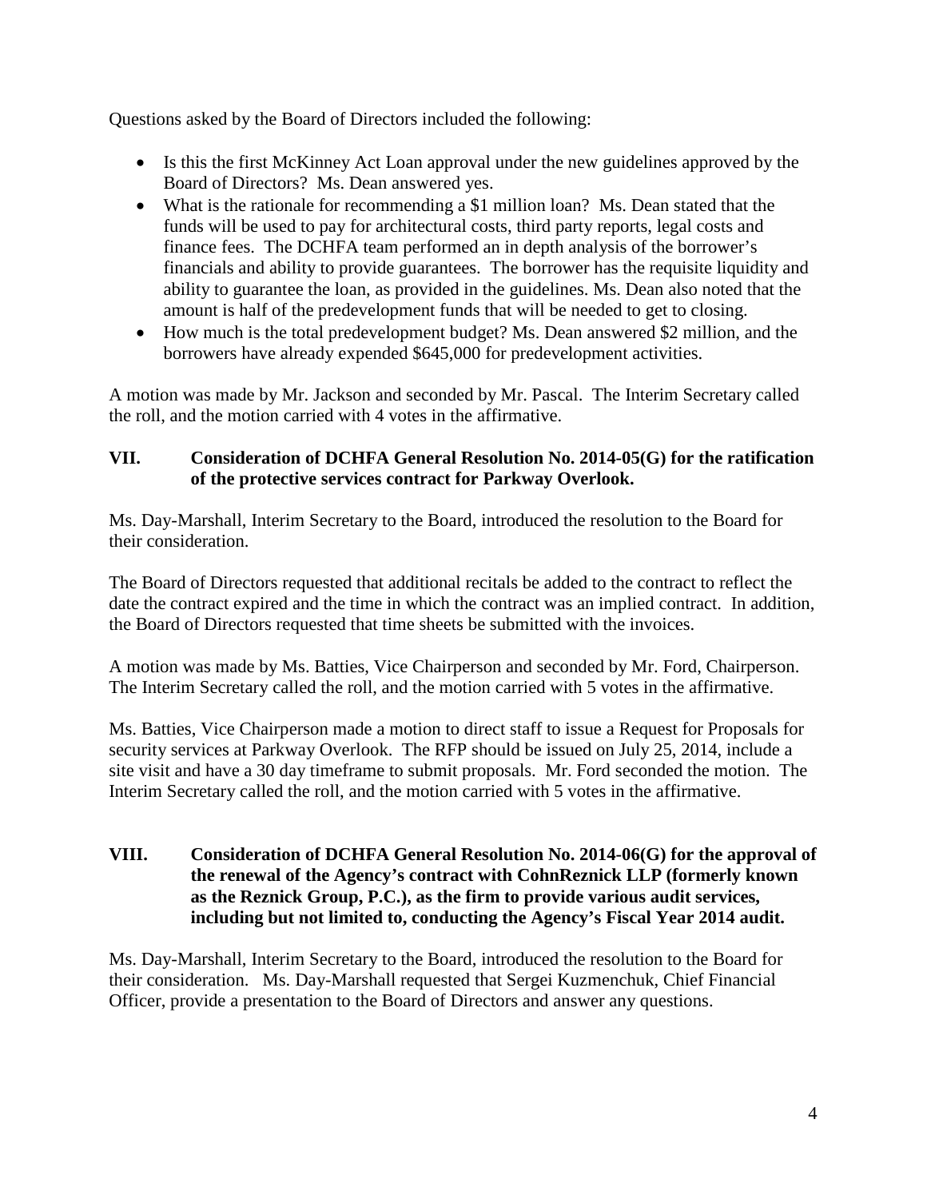Questions asked by the Board of Directors included the following:

- Is this the first McKinney Act Loan approval under the new guidelines approved by the Board of Directors? Ms. Dean answered yes.
- What is the rationale for recommending a $1 million loan? Ms. Dean stated that the funds will be used to pay for architectural costs, third party reports, legal costs and finance fees. The DCHFA team performed an in depth analysis of the borrower's financials and ability to provide guarantees. The borrower has the requisite liquidity and ability to guarantee the loan, as provided in the guidelines. Ms. Dean also noted that the amount is half of the predevelopment funds that will be needed to get to closing.
- How much is the total predevelopment budget? Ms. Dean answered $2 million, and the borrowers have already expended $645,000 for predevelopment activities.

A motion was made by Mr. Jackson and seconded by Mr. Pascal. The Interim Secretary called the roll, and the motion carried with 4 votes in the affirmative.

## VII. Consideration of DCHFA General Resolution No. 2014-05(G) for the ratification of the protective services contract for Parkway Overlook.

Ms. Day-Marshall, Interim Secretary to the Board, introduced the resolution to the Board for their consideration.

The Board of Directors requested that additional recitals be added to the contract to reflect the date the contract expired and the time in which the contract was an implied contract. In addition, the Board of Directors requested that time sheets be submitted with the invoices.

A motion was made by Ms. Batties, Vice Chairperson and seconded by Mr. Ford, Chairperson. The Interim Secretary called the roll, and the motion carried with 5 votes in the affirmative.

Ms. Batties, Vice Chairperson made a motion to direct staff to issue a Request for Proposals for security services at Parkway Overlook. The RFP should be issued on July 25, 2014, include a site visit and have a 30 day timeframe to submit proposals. Mr. Ford seconded the motion. The Interim Secretary called the roll, and the motion carried with 5 votes in the affirmative.

## VIII. Consideration of DCHFA General Resolution No. 2014-06(G) for the approval of the renewal of the Agency's contract with CohnReznick LLP (formerly known as the Reznick Group, P.C.), as the firm to provide various audit services, including but not limited to, conducting the Agency's Fiscal Year 2014 audit.

Ms. Day-Marshall, Interim Secretary to the Board, introduced the resolution to the Board for their consideration. Ms. Day-Marshall requested that Sergei Kuzmenchuk, Chief Financial Officer, provide a presentation to the Board of Directors and answer any questions.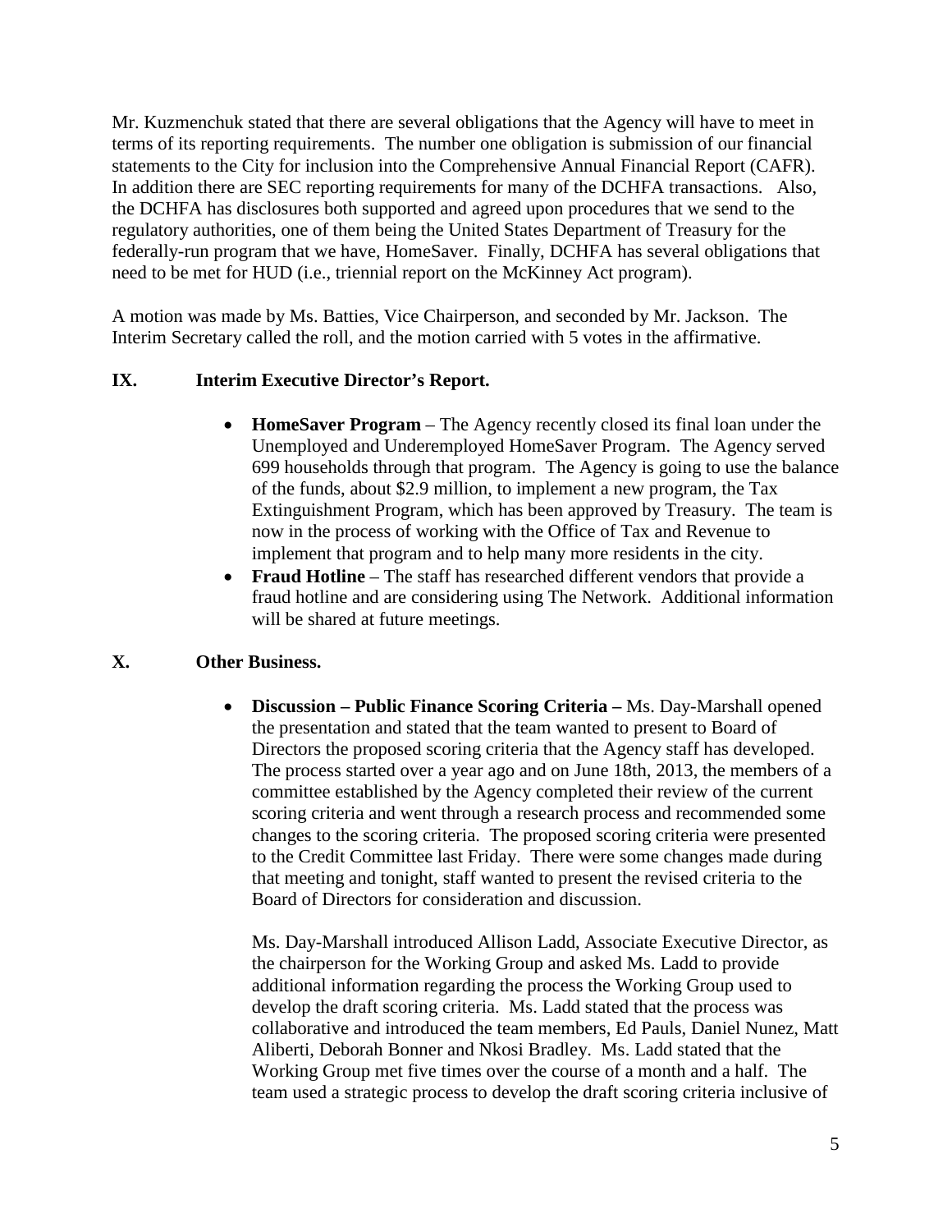Mr. Kuzmenchuk stated that there are several obligations that the Agency will have to meet in terms of its reporting requirements. The number one obligation is submission of our financial statements to the City for inclusion into the Comprehensive Annual Financial Report (CAFR). In addition there are SEC reporting requirements for many of the DCHFA transactions. Also, the DCHFA has disclosures both supported and agreed upon procedures that we send to the regulatory authorities, one of them being the United States Department of Treasury for the federally-run program that we have, HomeSaver. Finally, DCHFA has several obligations that need to be met for HUD (i.e., triennial report on the McKinney Act program).

A motion was made by Ms. Batties, Vice Chairperson, and seconded by Mr. Jackson. The Interim Secretary called the roll, and the motion carried with 5 votes in the affirmative.

## IX. Interim Executive Director's Report.

- **HomeSaver Program** – The Agency recently closed its final loan under the Unemployed and Underemployed HomeSaver Program. The Agency served 699 households through that program. The Agency is going to use the balance of the funds, about $2.9 million, to implement a new program, the Tax Extinguishment Program, which has been approved by Treasury. The team is now in the process of working with the Office of Tax and Revenue to implement that program and to help many more residents in the city.
- **Fraud Hotline** – The staff has researched different vendors that provide a fraud hotline and are considering using The Network. Additional information will be shared at future meetings.

## X. Other Business.

- **Discussion – Public Finance Scoring Criteria –** Ms. Day-Marshall opened the presentation and stated that the team wanted to present to Board of Directors the proposed scoring criteria that the Agency staff has developed. The process started over a year ago and on June 18th, 2013, the members of a committee established by the Agency completed their review of the current scoring criteria and went through a research process and recommended some changes to the scoring criteria. The proposed scoring criteria were presented to the Credit Committee last Friday. There were some changes made during that meeting and tonight, staff wanted to present the revised criteria to the Board of Directors for consideration and discussion.

  Ms. Day-Marshall introduced Allison Ladd, Associate Executive Director, as the chairperson for the Working Group and asked Ms. Ladd to provide additional information regarding the process the Working Group used to develop the draft scoring criteria. Ms. Ladd stated that the process was collaborative and introduced the team members, Ed Pauls, Daniel Nunez, Matt Aliberti, Deborah Bonner and Nkosi Bradley. Ms. Ladd stated that the Working Group met five times over the course of a month and a half. The team used a strategic process to develop the draft scoring criteria inclusive of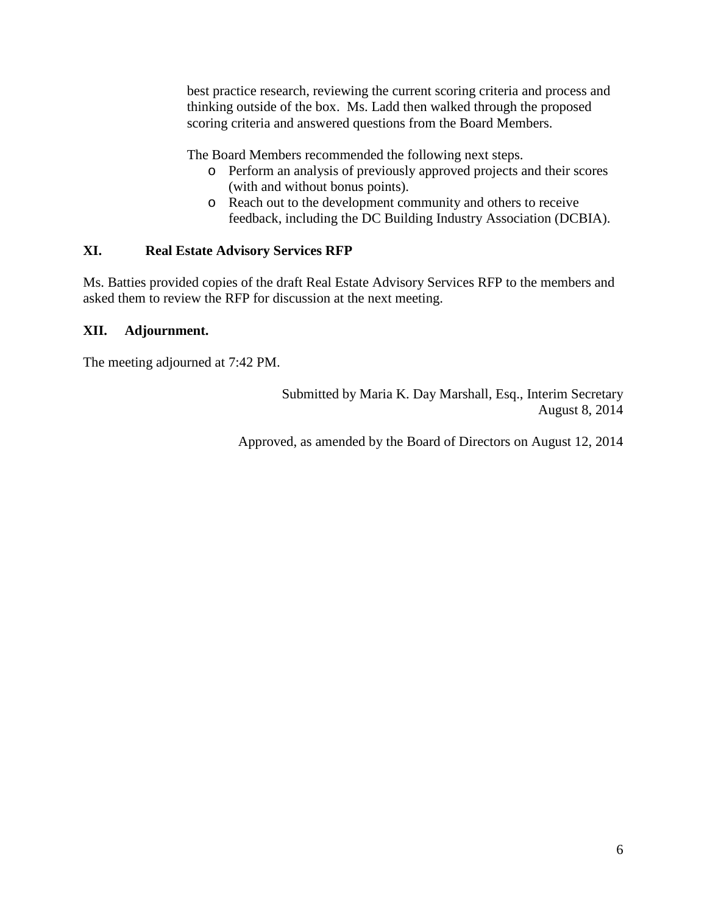best practice research, reviewing the current scoring criteria and process and thinking outside of the box. Ms. Ladd then walked through the proposed scoring criteria and answered questions from the Board Members.

The Board Members recommended the following next steps.

- Perform an analysis of previously approved projects and their scores (with and without bonus points).
- Reach out to the development community and others to receive feedback, including the DC Building Industry Association (DCBIA).

### XI. Real Estate Advisory Services RFP

Ms. Batties provided copies of the draft Real Estate Advisory Services RFP to the members and asked them to review the RFP for discussion at the next meeting.

### XII. Adjournment.

The meeting adjourned at 7:42 PM.

Submitted by Maria K. Day Marshall, Esq., Interim Secretary
August 8, 2014

Approved, as amended by the Board of Directors on August 12, 2014